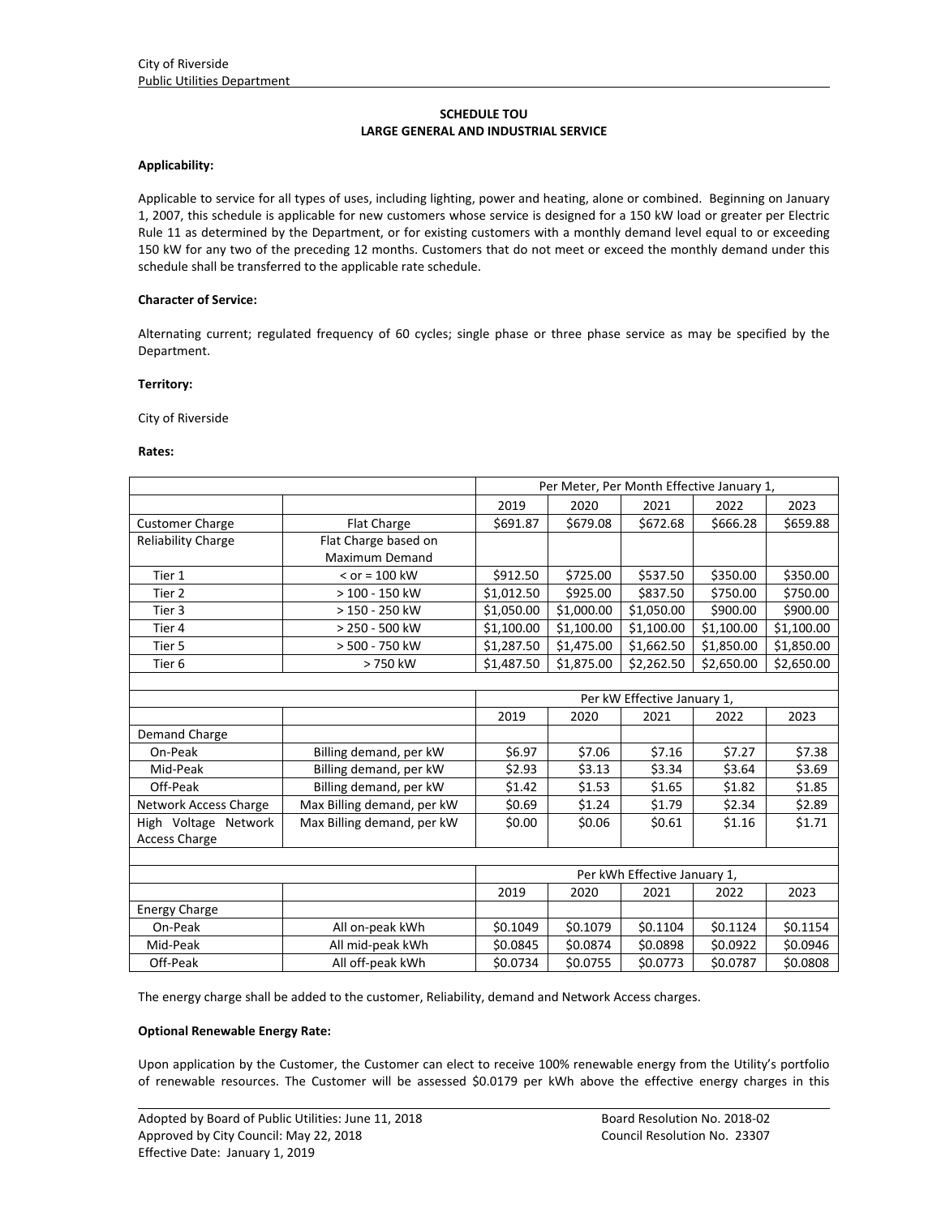City of Riverside
Public Utilities Department

## SCHEDULE TOU
## LARGE GENERAL AND INDUSTRIAL SERVICE

**Applicability:**

Applicable to service for all types of uses, including lighting, power and heating, alone or combined. Beginning on January 1, 2007, this schedule is applicable for new customers whose service is designed for a 150 kW load or greater per Electric Rule 11 as determined by the Department, or for existing customers with a monthly demand level equal to or exceeding 150 kW for any two of the preceding 12 months. Customers that do not meet or exceed the monthly demand under this schedule shall be transferred to the applicable rate schedule.

**Character of Service:**

Alternating current; regulated frequency of 60 cycles; single phase or three phase service as may be specified by the Department.

**Territory:**

City of Riverside

**Rates:**

| | | Per Meter, Per Month Effective January 1, | | | | |
|---|---|---|---|---|---|---|
| | | 2019 | 2020 | 2021 | 2022 | 2023 |
| Customer Charge | Flat Charge | $691.87 | $679.08 | $672.68 | $666.28 | $659.88 |
| Reliability Charge | Flat Charge based on Maximum Demand | | | | | |
| Tier 1 | < or = 100 kW | $912.50 | $725.00 | $537.50 | $350.00 | $350.00 |
| Tier 2 | > 100 - 150 kW | $1,012.50 | $925.00 | $837.50 | $750.00 | $750.00 |
| Tier 3 | > 150 - 250 kW | $1,050.00 | $1,000.00 | $1,050.00 | $900.00 | $900.00 |
| Tier 4 | > 250 - 500 kW | $1,100.00 | $1,100.00 | $1,100.00 | $1,100.00 | $1,100.00 |
| Tier 5 | > 500 - 750 kW | $1,287.50 | $1,475.00 | $1,662.50 | $1,850.00 | $1,850.00 |
| Tier 6 | > 750 kW | $1,487.50 | $1,875.00 | $2,262.50 | $2,650.00 | $2,650.00 |
| | | | | | | |
| | | Per kW Effective January 1, | | | | |
| | | 2019 | 2020 | 2021 | 2022 | 2023 |
| Demand Charge | | | | | | |
| On-Peak | Billing demand, per kW | $6.97 | $7.06 | $7.16 | $7.27 | $7.38 |
| Mid-Peak | Billing demand, per kW | $2.93 | $3.13 | $3.34 | $3.64 | $3.69 |
| Off-Peak | Billing demand, per kW | $1.42 | $1.53 | $1.65 | $1.82 | $1.85 |
| Network Access Charge | Max Billing demand, per kW | $0.69 | $1.24 | $1.79 | $2.34 | $2.89 |
| High Voltage Network Access Charge | Max Billing demand, per kW | $0.00 | $0.06 | $0.61 | $1.16 | $1.71 |
| | | | | | | |
| | | Per kWh Effective January 1, | | | | |
| | | 2019 | 2020 | 2021 | 2022 | 2023 |
| Energy Charge | | | | | | |
| On-Peak | All on-peak kWh | $0.1049 | $0.1079 | $0.1104 | $0.1124 | $0.1154 |
| Mid-Peak | All mid-peak kWh | $0.0845 | $0.0874 | $0.0898 | $0.0922 | $0.0946 |
| Off-Peak | All off-peak kWh | $0.0734 | $0.0755 | $0.0773 | $0.0787 | $0.0808 |

The energy charge shall be added to the customer, Reliability, demand and Network Access charges.

**Optional Renewable Energy Rate:**

Upon application by the Customer, the Customer can elect to receive 100% renewable energy from the Utility's portfolio of renewable resources. The Customer will be assessed $0.0179 per kWh above the effective energy charges in this

Adopted by Board of Public Utilities: June 11, 2018 | Board Resolution No. 2018-02
Approved by City Council: May 22, 2018 | Council Resolution No. 23307
Effective Date: January 1, 2019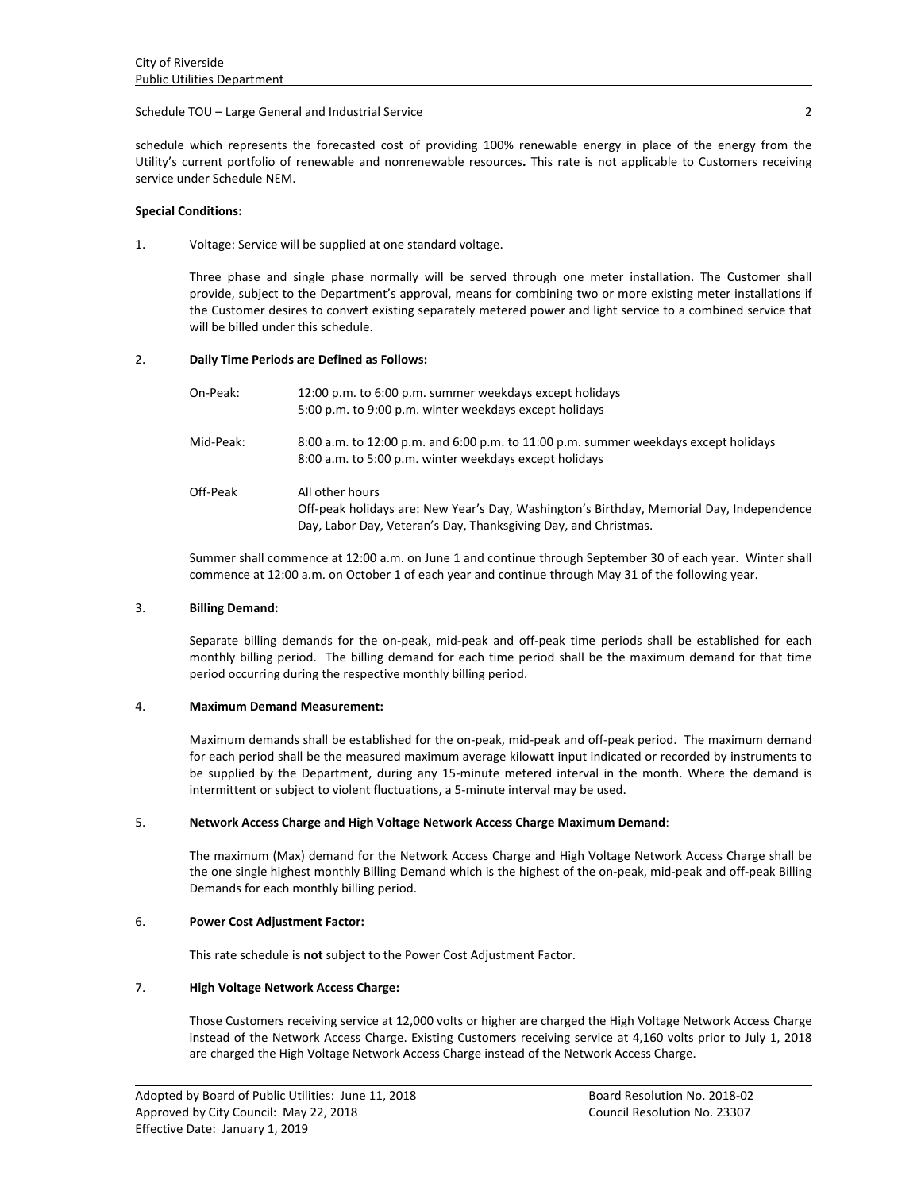schedule which represents the forecasted cost of providing 100% renewable energy in place of the energy from the Utility's current portfolio of renewable and nonrenewable resources**.** This rate is not applicable to Customers receiving service under Schedule NEM.

**Special Conditions:**

1. Voltage: Service will be supplied at one standard voltage.

   Three phase and single phase normally will be served through one meter installation. The Customer shall provide, subject to the Department's approval, means for combining two or more existing meter installations if the Customer desires to convert existing separately metered power and light service to a combined service that will be billed under this schedule.

2. **Daily Time Periods are Defined as Follows:**

   On-Peak: 12:00 p.m. to 6:00 p.m. summer weekdays except holidays
   5:00 p.m. to 9:00 p.m. winter weekdays except holidays

   Mid-Peak: 8:00 a.m. to 12:00 p.m. and 6:00 p.m. to 11:00 p.m. summer weekdays except holidays
   8:00 a.m. to 5:00 p.m. winter weekdays except holidays

   Off-Peak All other hours
   Off-peak holidays are: New Year's Day, Washington's Birthday, Memorial Day, Independence Day, Labor Day, Veteran's Day, Thanksgiving Day, and Christmas.

   Summer shall commence at 12:00 a.m. on June 1 and continue through September 30 of each year. Winter shall commence at 12:00 a.m. on October 1 of each year and continue through May 31 of the following year.

3. **Billing Demand:**

   Separate billing demands for the on-peak, mid-peak and off-peak time periods shall be established for each monthly billing period. The billing demand for each time period shall be the maximum demand for that time period occurring during the respective monthly billing period.

4. **Maximum Demand Measurement:**

   Maximum demands shall be established for the on-peak, mid-peak and off-peak period. The maximum demand for each period shall be the measured maximum average kilowatt input indicated or recorded by instruments to be supplied by the Department, during any 15-minute metered interval in the month. Where the demand is intermittent or subject to violent fluctuations, a 5-minute interval may be used.

5. **Network Access Charge and High Voltage Network Access Charge Maximum Demand**:

   The maximum (Max) demand for the Network Access Charge and High Voltage Network Access Charge shall be the one single highest monthly Billing Demand which is the highest of the on-peak, mid-peak and off-peak Billing Demands for each monthly billing period.

6. **Power Cost Adjustment Factor:**

   This rate schedule is **not** subject to the Power Cost Adjustment Factor.

7. **High Voltage Network Access Charge:**

   Those Customers receiving service at 12,000 volts or higher are charged the High Voltage Network Access Charge instead of the Network Access Charge. Existing Customers receiving service at 4,160 volts prior to July 1, 2018 are charged the High Voltage Network Access Charge instead of the Network Access Charge.

Adopted by Board of Public Utilities: June 11, 2018 — Board Resolution No. 2018-02
Approved by City Council: May 22, 2018 — Council Resolution No. 23307
Effective Date: January 1, 2019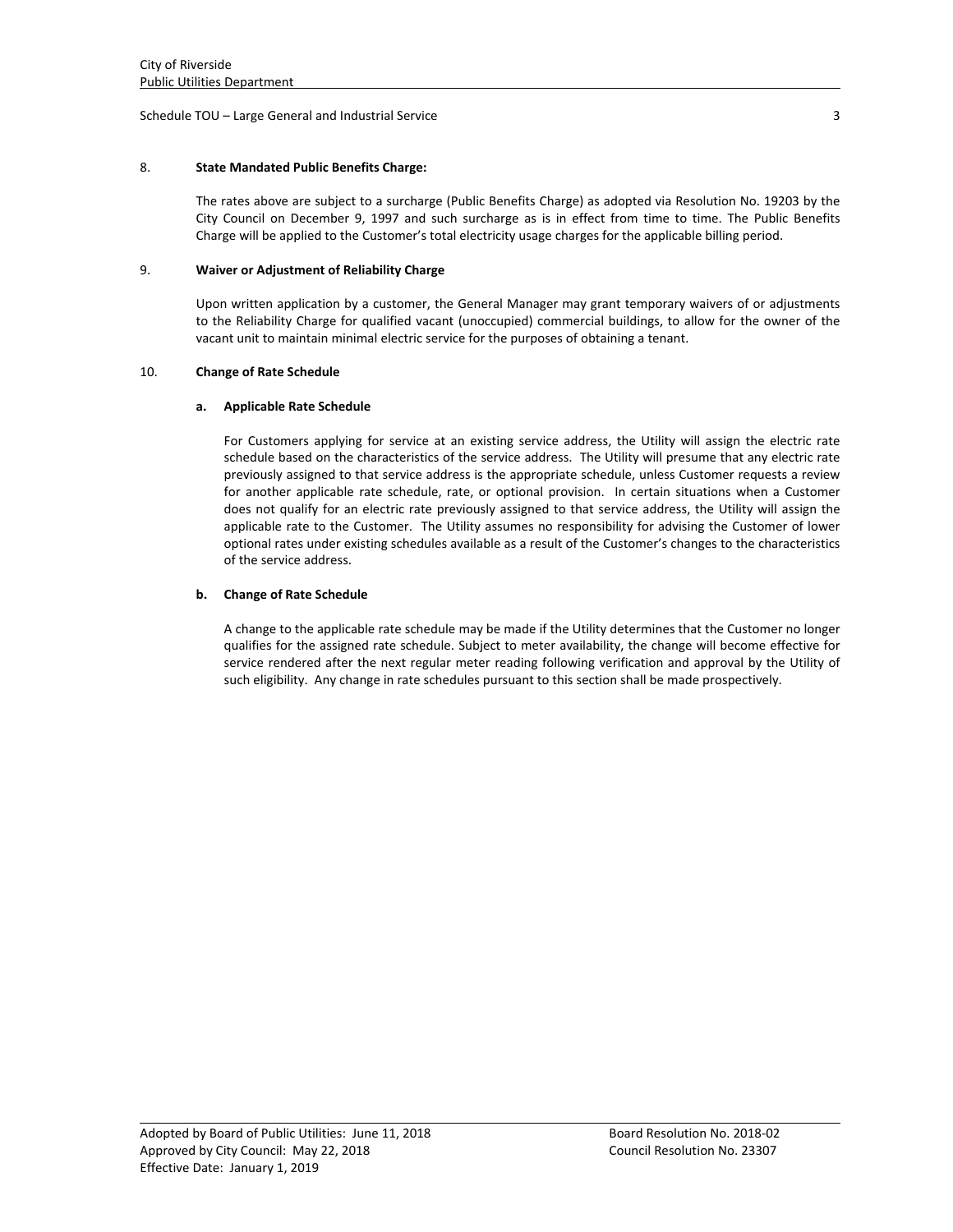8. **State Mandated Public Benefits Charge:**

The rates above are subject to a surcharge (Public Benefits Charge) as adopted via Resolution No. 19203 by the City Council on December 9, 1997 and such surcharge as is in effect from time to time. The Public Benefits Charge will be applied to the Customer's total electricity usage charges for the applicable billing period.

9. **Waiver or Adjustment of Reliability Charge**

Upon written application by a customer, the General Manager may grant temporary waivers of or adjustments to the Reliability Charge for qualified vacant (unoccupied) commercial buildings, to allow for the owner of the vacant unit to maintain minimal electric service for the purposes of obtaining a tenant.

10. **Change of Rate Schedule**

**a. Applicable Rate Schedule**

For Customers applying for service at an existing service address, the Utility will assign the electric rate schedule based on the characteristics of the service address. The Utility will presume that any electric rate previously assigned to that service address is the appropriate schedule, unless Customer requests a review for another applicable rate schedule, rate, or optional provision. In certain situations when a Customer does not qualify for an electric rate previously assigned to that service address, the Utility will assign the applicable rate to the Customer. The Utility assumes no responsibility for advising the Customer of lower optional rates under existing schedules available as a result of the Customer's changes to the characteristics of the service address.

**b. Change of Rate Schedule**

A change to the applicable rate schedule may be made if the Utility determines that the Customer no longer qualifies for the assigned rate schedule. Subject to meter availability, the change will become effective for service rendered after the next regular meter reading following verification and approval by the Utility of such eligibility. Any change in rate schedules pursuant to this section shall be made prospectively.

Adopted by Board of Public Utilities: June 11, 2018
Approved by City Council: May 22, 2018
Effective Date: January 1, 2019

Board Resolution No. 2018-02
Council Resolution No. 23307